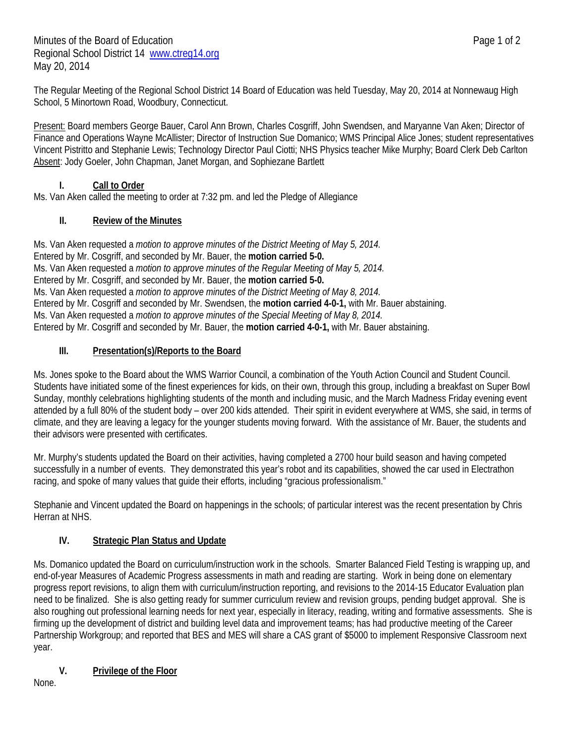Minutes of the Board of Education
Regional School District 14 www.ctreg14.org
May 20, 2014

The Regular Meeting of the Regional School District 14 Board of Education was held Tuesday, May 20, 2014 at Nonnewaug High School, 5 Minortown Road, Woodbury, Connecticut.

Present: Board members George Bauer, Carol Ann Brown, Charles Cosgriff, John Swendsen, and Maryanne Van Aken; Director of Finance and Operations Wayne McAllister; Director of Instruction Sue Domanico; WMS Principal Alice Jones; student representatives Vincent Pistritto and Stephanie Lewis; Technology Director Paul Ciotti; NHS Physics teacher Mike Murphy; Board Clerk Deb Carlton
Absent: Jody Goeler, John Chapman, Janet Morgan, and Sophiezane Bartlett

## I. Call to Order

Ms. Van Aken called the meeting to order at 7:32 pm. and led the Pledge of Allegiance

## II. Review of the Minutes

Ms. Van Aken requested a *motion to approve minutes of the District Meeting of May 5, 2014.*
Entered by Mr. Cosgriff, and seconded by Mr. Bauer, the **motion carried 5-0.**
Ms. Van Aken requested a *motion to approve minutes of the Regular Meeting of May 5, 2014.*
Entered by Mr. Cosgriff, and seconded by Mr. Bauer, the **motion carried 5-0.**
Ms. Van Aken requested a *motion to approve minutes of the District Meeting of May 8, 2014.*
Entered by Mr. Cosgriff and seconded by Mr. Swendsen, the **motion carried 4-0-1,** with Mr. Bauer abstaining.
Ms. Van Aken requested a *motion to approve minutes of the Special Meeting of May 8, 2014.*
Entered by Mr. Cosgriff and seconded by Mr. Bauer, the **motion carried 4-0-1,** with Mr. Bauer abstaining.

## III. Presentation(s)/Reports to the Board

Ms. Jones spoke to the Board about the WMS Warrior Council, a combination of the Youth Action Council and Student Council. Students have initiated some of the finest experiences for kids, on their own, through this group, including a breakfast on Super Bowl Sunday, monthly celebrations highlighting students of the month and including music, and the March Madness Friday evening event attended by a full 80% of the student body – over 200 kids attended. Their spirit in evident everywhere at WMS, she said, in terms of climate, and they are leaving a legacy for the younger students moving forward. With the assistance of Mr. Bauer, the students and their advisors were presented with certificates.

Mr. Murphy's students updated the Board on their activities, having completed a 2700 hour build season and having competed successfully in a number of events. They demonstrated this year's robot and its capabilities, showed the car used in Electrathon racing, and spoke of many values that guide their efforts, including "gracious professionalism."

Stephanie and Vincent updated the Board on happenings in the schools; of particular interest was the recent presentation by Chris Herran at NHS.

## IV. Strategic Plan Status and Update

Ms. Domanico updated the Board on curriculum/instruction work in the schools. Smarter Balanced Field Testing is wrapping up, and end-of-year Measures of Academic Progress assessments in math and reading are starting. Work in being done on elementary progress report revisions, to align them with curriculum/instruction reporting, and revisions to the 2014-15 Educator Evaluation plan need to be finalized. She is also getting ready for summer curriculum review and revision groups, pending budget approval. She is also roughing out professional learning needs for next year, especially in literacy, reading, writing and formative assessments. She is firming up the development of district and building level data and improvement teams; has had productive meeting of the Career Partnership Workgroup; and reported that BES and MES will share a CAS grant of $5000 to implement Responsive Classroom next year.

## V. Privilege of the Floor

None.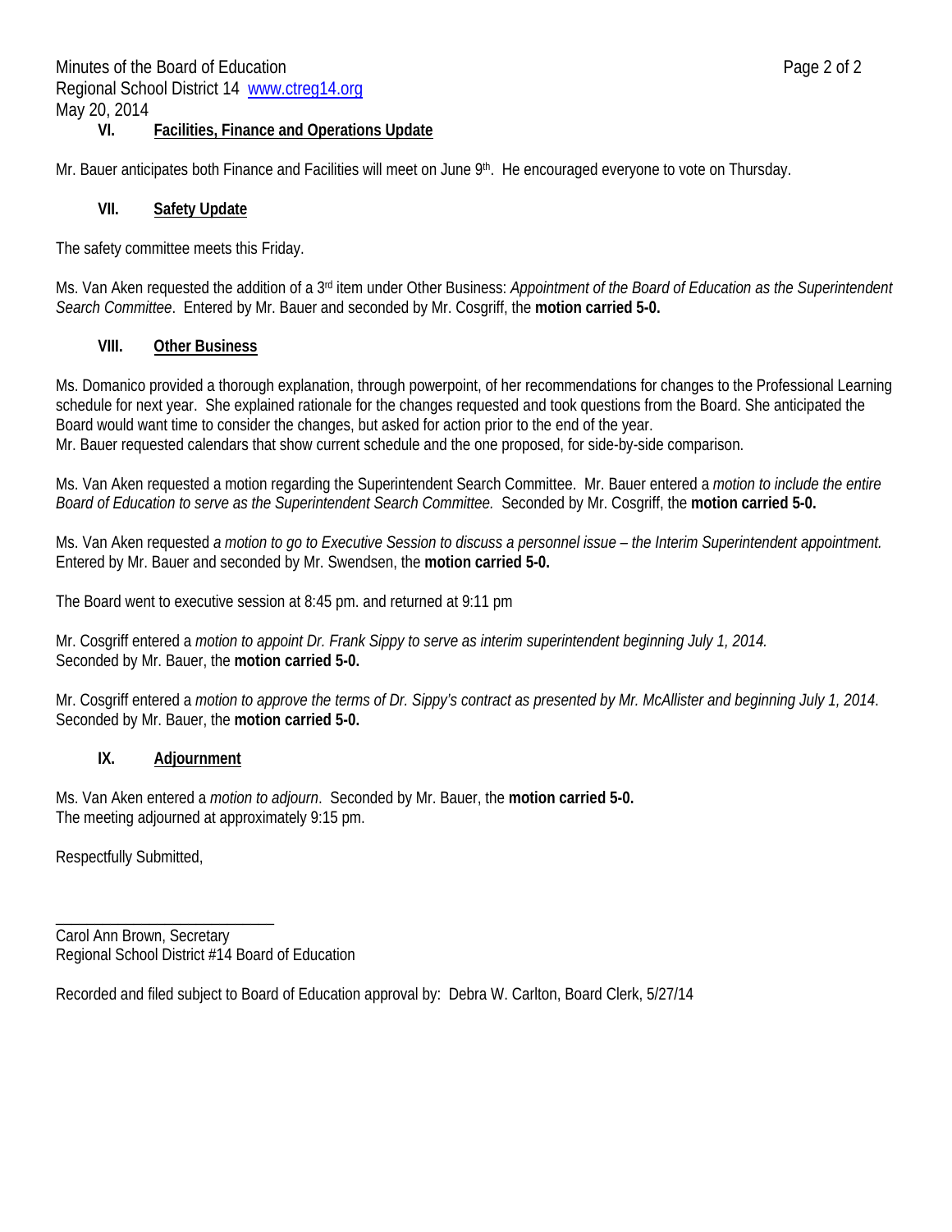## VI. Facilities, Finance and Operations Update

Mr. Bauer anticipates both Finance and Facilities will meet on June 9th. He encouraged everyone to vote on Thursday.

## VII. Safety Update

The safety committee meets this Friday.

Ms. Van Aken requested the addition of a 3rd item under Other Business: *Appointment of the Board of Education as the Superintendent Search Committee*. Entered by Mr. Bauer and seconded by Mr. Cosgriff, the **motion carried 5-0.**

## VIII. Other Business

Ms. Domanico provided a thorough explanation, through powerpoint, of her recommendations for changes to the Professional Learning schedule for next year. She explained rationale for the changes requested and took questions from the Board. She anticipated the Board would want time to consider the changes, but asked for action prior to the end of the year.
Mr. Bauer requested calendars that show current schedule and the one proposed, for side-by-side comparison.

Ms. Van Aken requested a motion regarding the Superintendent Search Committee. Mr. Bauer entered a *motion to include the entire Board of Education to serve as the Superintendent Search Committee.* Seconded by Mr. Cosgriff, the **motion carried 5-0.**

Ms. Van Aken requested *a motion to go to Executive Session to discuss a personnel issue – the Interim Superintendent appointment.* Entered by Mr. Bauer and seconded by Mr. Swendsen, the **motion carried 5-0.**

The Board went to executive session at 8:45 pm. and returned at 9:11 pm

Mr. Cosgriff entered a *motion to appoint Dr. Frank Sippy to serve as interim superintendent beginning July 1, 2014.*
Seconded by Mr. Bauer, the **motion carried 5-0.**

Mr. Cosgriff entered a *motion to approve the terms of Dr. Sippy's contract as presented by Mr. McAllister and beginning July 1, 2014*. Seconded by Mr. Bauer, the **motion carried 5-0.**

## IX. Adjournment

Ms. Van Aken entered a *motion to adjourn*. Seconded by Mr. Bauer, the **motion carried 5-0.**
The meeting adjourned at approximately 9:15 pm.

Respectfully Submitted,

\_\_\_\_\_\_\_\_\_\_\_\_\_\_\_\_\_\_\_\_\_\_\_\_\_\_\_\_

Carol Ann Brown, Secretary
Regional School District #14 Board of Education

Recorded and filed subject to Board of Education approval by: Debra W. Carlton, Board Clerk, 5/27/14